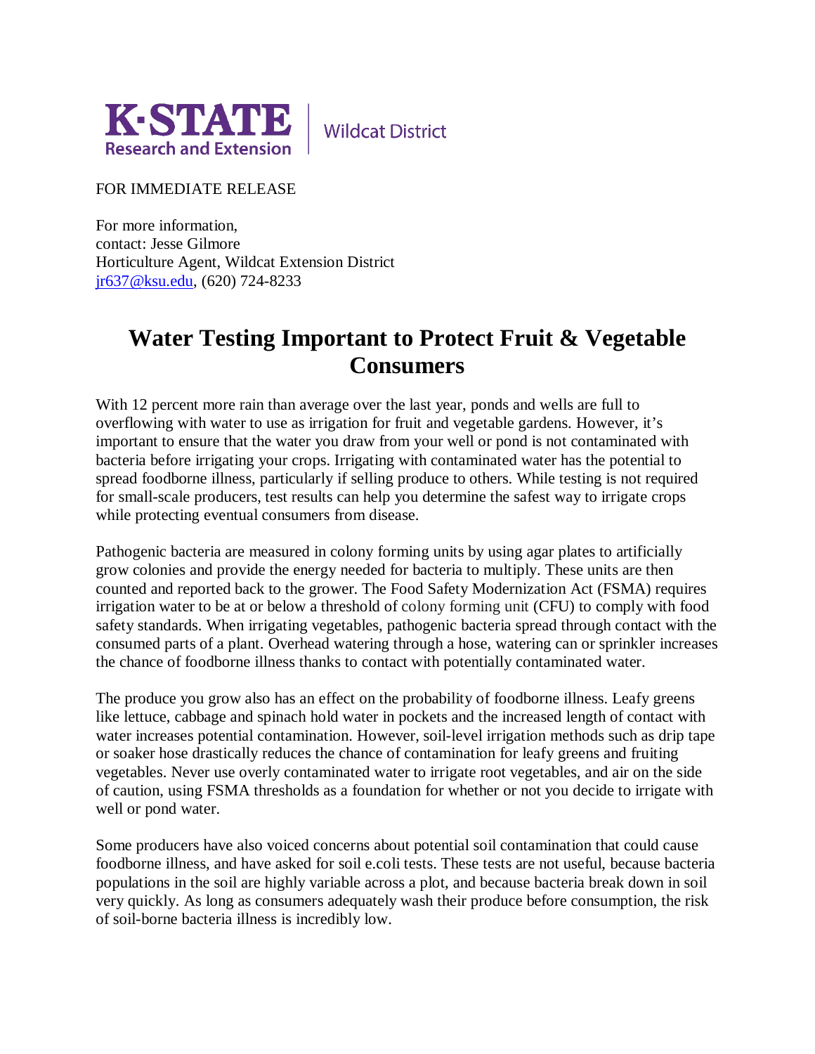K·STATE Research and Extension | Wildcat District

FOR IMMEDIATE RELEASE

For more information,
contact: Jesse Gilmore
Horticulture Agent, Wildcat Extension District
jr637@ksu.edu, (620) 724-8233

# Water Testing Important to Protect Fruit & Vegetable Consumers

With 12 percent more rain than average over the last year, ponds and wells are full to overflowing with water to use as irrigation for fruit and vegetable gardens. However, it's important to ensure that the water you draw from your well or pond is not contaminated with bacteria before irrigating your crops. Irrigating with contaminated water has the potential to spread foodborne illness, particularly if selling produce to others. While testing is not required for small-scale producers, test results can help you determine the safest way to irrigate crops while protecting eventual consumers from disease.

Pathogenic bacteria are measured in colony forming units by using agar plates to artificially grow colonies and provide the energy needed for bacteria to multiply. These units are then counted and reported back to the grower. The Food Safety Modernization Act (FSMA) requires irrigation water to be at or below a threshold of colony forming unit (CFU) to comply with food safety standards. When irrigating vegetables, pathogenic bacteria spread through contact with the consumed parts of a plant. Overhead watering through a hose, watering can or sprinkler increases the chance of foodborne illness thanks to contact with potentially contaminated water.

The produce you grow also has an effect on the probability of foodborne illness. Leafy greens like lettuce, cabbage and spinach hold water in pockets and the increased length of contact with water increases potential contamination. However, soil-level irrigation methods such as drip tape or soaker hose drastically reduces the chance of contamination for leafy greens and fruiting vegetables. Never use overly contaminated water to irrigate root vegetables, and air on the side of caution, using FSMA thresholds as a foundation for whether or not you decide to irrigate with well or pond water.

Some producers have also voiced concerns about potential soil contamination that could cause foodborne illness, and have asked for soil e.coli tests. These tests are not useful, because bacteria populations in the soil are highly variable across a plot, and because bacteria break down in soil very quickly. As long as consumers adequately wash their produce before consumption, the risk of soil-borne bacteria illness is incredibly low.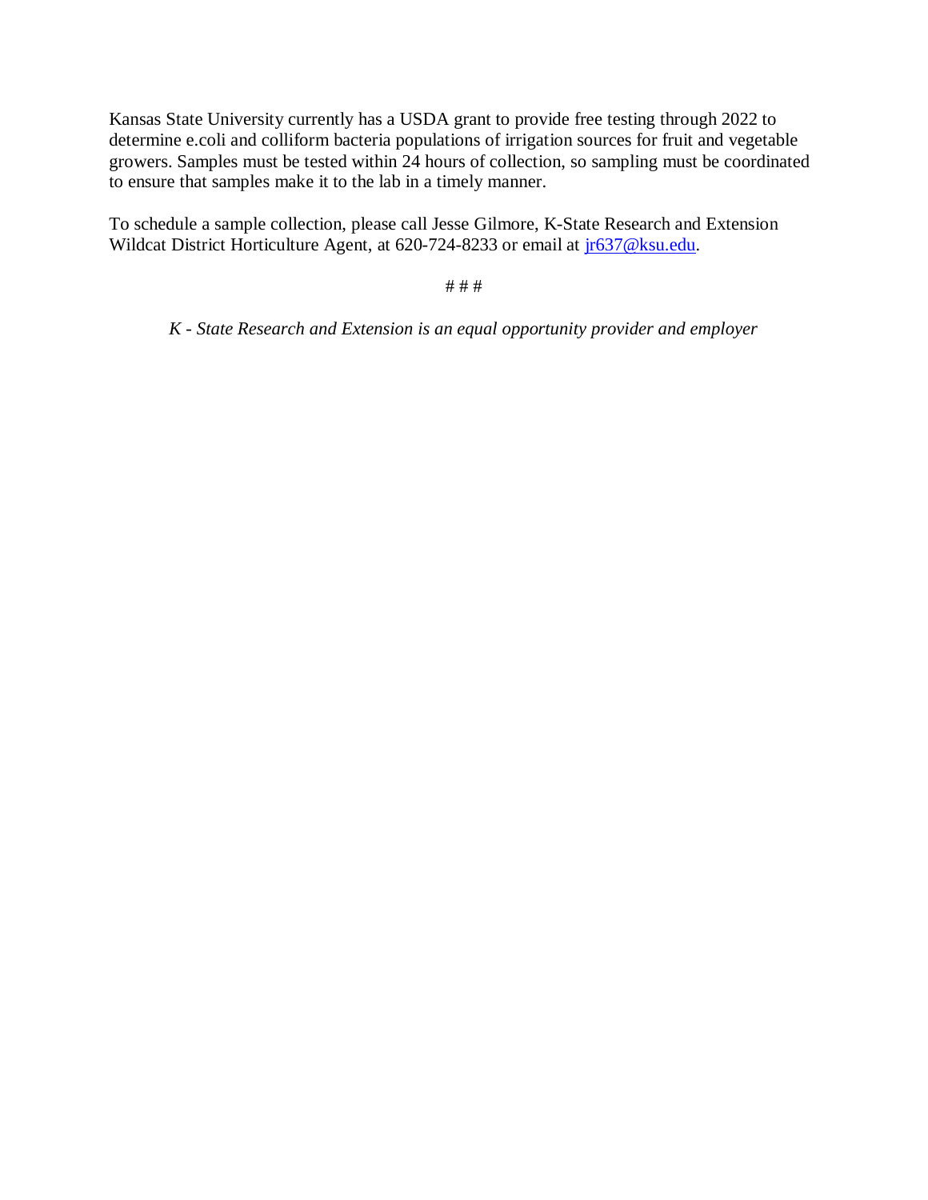Kansas State University currently has a USDA grant to provide free testing through 2022 to determine e.coli and colliform bacteria populations of irrigation sources for fruit and vegetable growers. Samples must be tested within 24 hours of collection, so sampling must be coordinated to ensure that samples make it to the lab in a timely manner.

To schedule a sample collection, please call Jesse Gilmore, K-State Research and Extension Wildcat District Horticulture Agent, at 620-724-8233 or email at [jr637@ksu.edu](mailto:jr637@ksu.edu).

# # #

*K - State Research and Extension is an equal opportunity provider and employer*